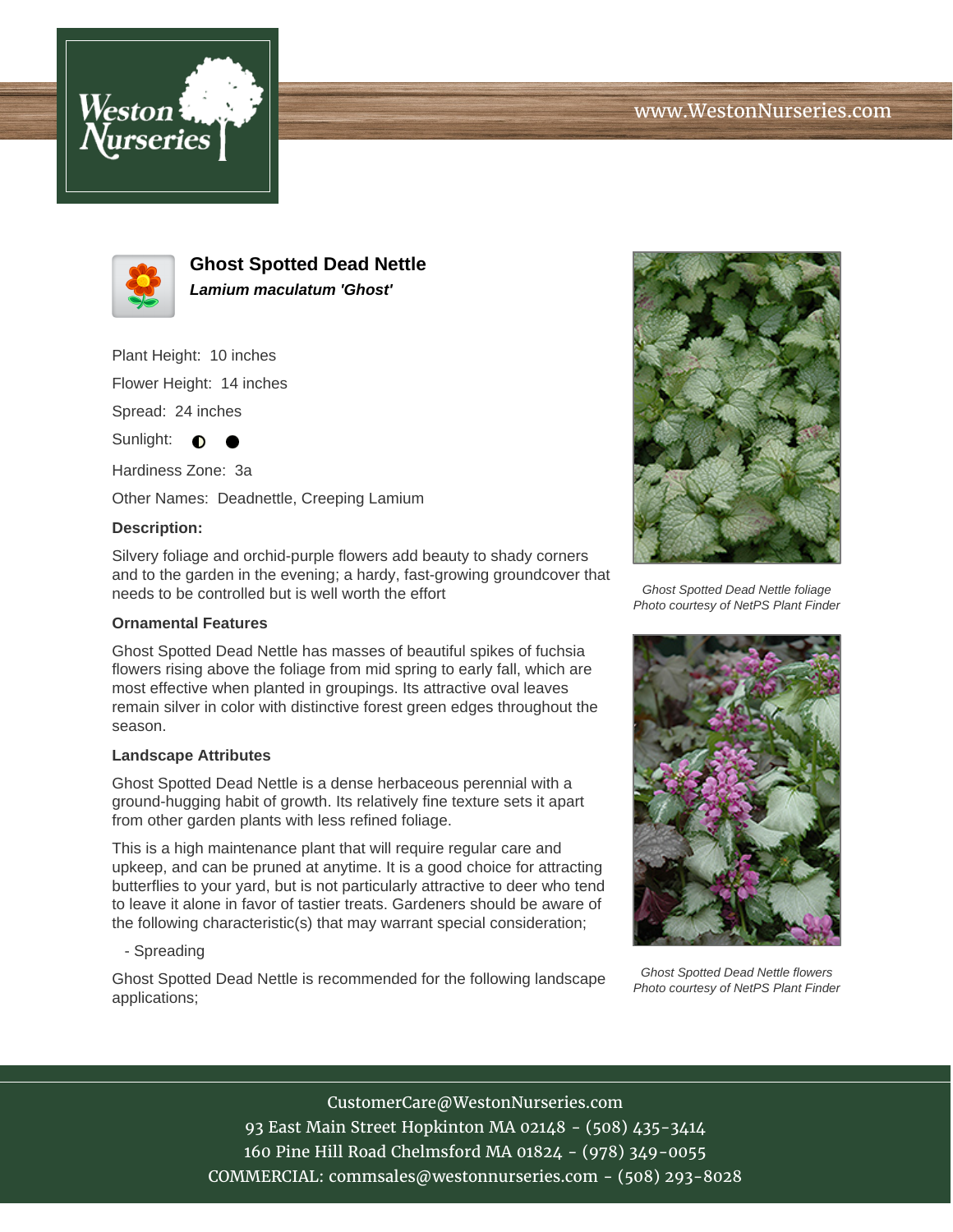# Ghost Spotted Dead Nettle

***Lamium maculatum 'Ghost'***

Plant Height: 10 inches

Flower Height: 14 inches

Spread: 24 inches

Sunlight: ◐ ●

Hardiness Zone: 3a

Other Names: Deadnettle, Creeping Lamium

**Description:**

Silvery foliage and orchid-purple flowers add beauty to shady corners and to the garden in the evening; a hardy, fast-growing groundcover that needs to be controlled but is well worth the effort

**Ornamental Features**

Ghost Spotted Dead Nettle has masses of beautiful spikes of fuchsia flowers rising above the foliage from mid spring to early fall, which are most effective when planted in groupings. Its attractive oval leaves remain silver in color with distinctive forest green edges throughout the season.

**Landscape Attributes**

Ghost Spotted Dead Nettle is a dense herbaceous perennial with a ground-hugging habit of growth. Its relatively fine texture sets it apart from other garden plants with less refined foliage.

This is a high maintenance plant that will require regular care and upkeep, and can be pruned at anytime. It is a good choice for attracting butterflies to your yard, but is not particularly attractive to deer who tend to leave it alone in favor of tastier treats. Gardeners should be aware of the following characteristic(s) that may warrant special consideration;

- Spreading

Ghost Spotted Dead Nettle is recommended for the following landscape applications;

*Ghost Spotted Dead Nettle foliage*
*Photo courtesy of NetPS Plant Finder*

*Ghost Spotted Dead Nettle flowers*
*Photo courtesy of NetPS Plant Finder*

CustomerCare@WestonNurseries.com
93 East Main Street Hopkinton MA 02148 - (508) 435-3414
160 Pine Hill Road Chelmsford MA 01824 - (978) 349-0055
COMMERCIAL: commsales@westonnurseries.com - (508) 293-8028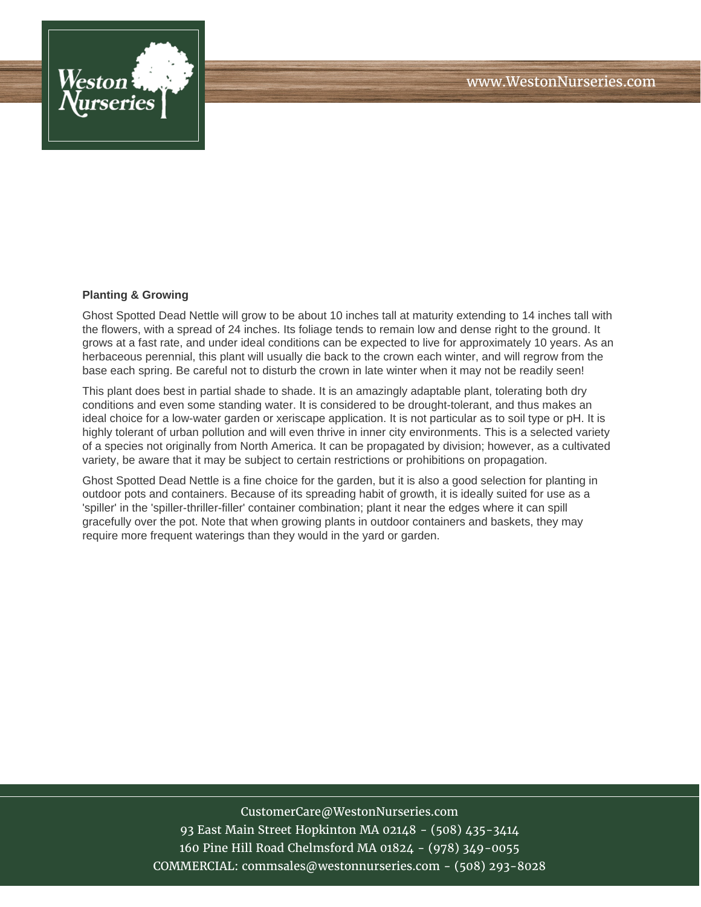### Planting & Growing

Ghost Spotted Dead Nettle will grow to be about 10 inches tall at maturity extending to 14 inches tall with the flowers, with a spread of 24 inches. Its foliage tends to remain low and dense right to the ground. It grows at a fast rate, and under ideal conditions can be expected to live for approximately 10 years. As an herbaceous perennial, this plant will usually die back to the crown each winter, and will regrow from the base each spring. Be careful not to disturb the crown in late winter when it may not be readily seen!

This plant does best in partial shade to shade. It is an amazingly adaptable plant, tolerating both dry conditions and even some standing water. It is considered to be drought-tolerant, and thus makes an ideal choice for a low-water garden or xeriscape application. It is not particular as to soil type or pH. It is highly tolerant of urban pollution and will even thrive in inner city environments. This is a selected variety of a species not originally from North America. It can be propagated by division; however, as a cultivated variety, be aware that it may be subject to certain restrictions or prohibitions on propagation.

Ghost Spotted Dead Nettle is a fine choice for the garden, but it is also a good selection for planting in outdoor pots and containers. Because of its spreading habit of growth, it is ideally suited for use as a 'spiller' in the 'spiller-thriller-filler' container combination; plant it near the edges where it can spill gracefully over the pot. Note that when growing plants in outdoor containers and baskets, they may require more frequent waterings than they would in the yard or garden.